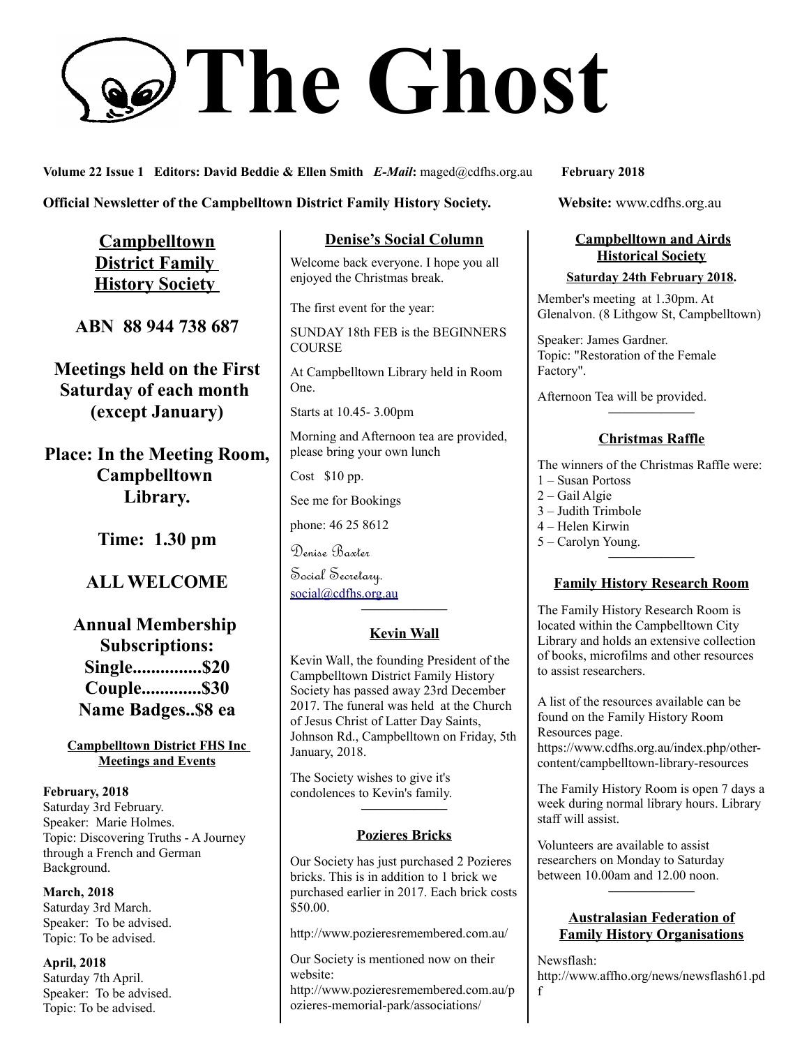# The Ghost

**Volume 22 Issue 1 Editors: David Beddie & Ellen Smith** ***E-Mail*****:** maged@cdfhs.org.au **February 2018**

**Official Newsletter of the Campbelltown District Family History Society.** **Website:** www.cdfhs.org.au

## Campbelltown District Family History Society

**ABN 88 944 738 687**

**Meetings held on the First Saturday of each month (except January)**

**Place: In the Meeting Room, Campbelltown Library.**

**Time: 1.30 pm**

**ALL WELCOME**

**Annual Membership Subscriptions:**
**Single...............$20**
**Couple.............$30**
**Name Badges..$8 ea**

### Campbelltown District FHS Inc Meetings and Events

**February, 2018**
Saturday 3rd February.
Speaker: Marie Holmes.
Topic: Discovering Truths - A Journey through a French and German Background.

**March, 2018**
Saturday 3rd March.
Speaker: To be advised.
Topic: To be advised.

**April, 2018**
Saturday 7th April.
Speaker: To be advised.
Topic: To be advised.

## Denise's Social Column

Welcome back everyone. I hope you all enjoyed the Christmas break.

The first event for the year:

SUNDAY 18th FEB is the BEGINNERS COURSE

At Campbelltown Library held in Room One.

Starts at 10.45- 3.00pm

Morning and Afternoon tea are provided, please bring your own lunch

Cost $10 pp.

See me for Bookings

phone: 46 25 8612

Denise Baxter

Social Secretary.

social@cdfhs.org.au

## Kevin Wall

Kevin Wall, the founding President of the Campbelltown District Family History Society has passed away 23rd December 2017. The funeral was held at the Church of Jesus Christ of Latter Day Saints, Johnson Rd., Campbelltown on Friday, 5th January, 2018.

The Society wishes to give it's condolences to Kevin's family.

## Pozieres Bricks

Our Society has just purchased 2 Pozieres bricks. This is in addition to 1 brick we purchased earlier in 2017. Each brick costs $50.00.

http://www.pozieresremembered.com.au/

Our Society is mentioned now on their website:
http://www.pozieresremembered.com.au/pozieres-memorial-park/associations/

## Campbelltown and Airds Historical Society

**Saturday 24th February 2018.**

Member's meeting at 1.30pm. At Glenalvon. (8 Lithgow St, Campbelltown)

Speaker: James Gardner.
Topic: "Restoration of the Female Factory".

Afternoon Tea will be provided.

## Christmas Raffle

The winners of the Christmas Raffle were:
1 – Susan Portoss
2 – Gail Algie
3 – Judith Trimbole
4 – Helen Kirwin
5 – Carolyn Young.

## Family History Research Room

The Family History Research Room is located within the Campbelltown City Library and holds an extensive collection of books, microfilms and other resources to assist researchers.

A list of the resources available can be found on the Family History Room Resources page.
https://www.cdfhs.org.au/index.php/other-content/campbelltown-library-resources

The Family History Room is open 7 days a week during normal library hours. Library staff will assist.

Volunteers are available to assist researchers on Monday to Saturday between 10.00am and 12.00 noon.

## Australasian Federation of Family History Organisations

Newsflash:
http://www.affho.org/news/newsflash61.pdf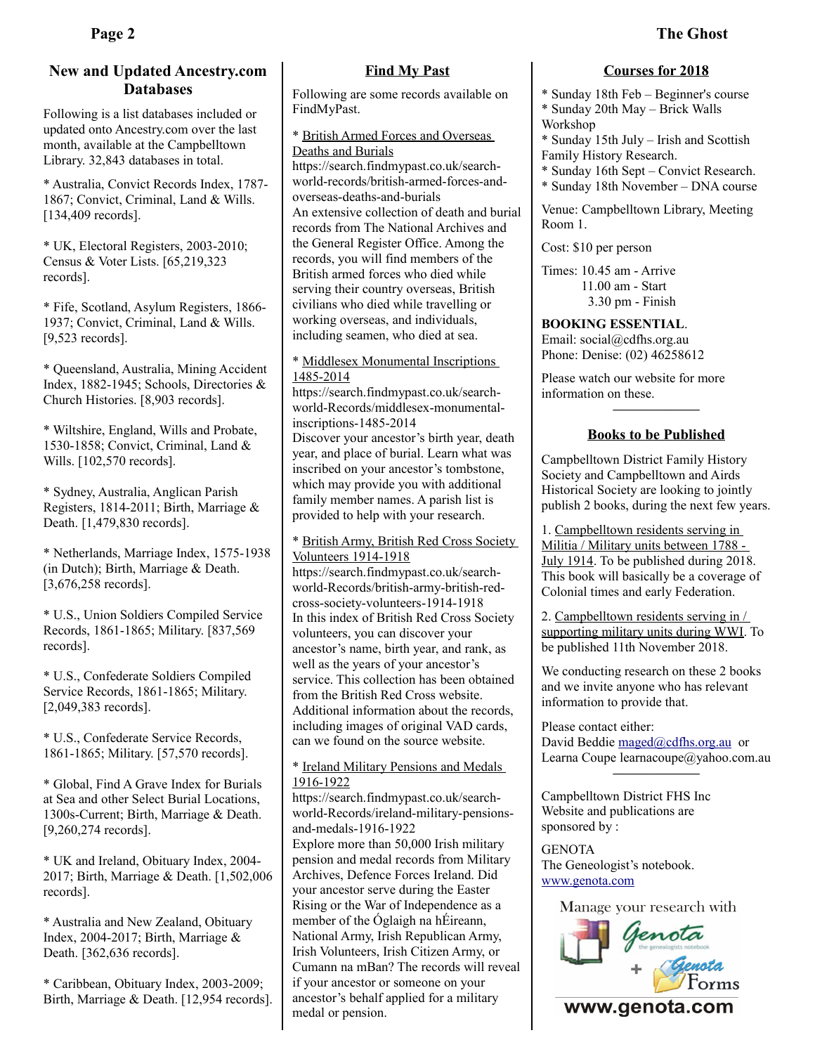## New and Updated Ancestry.com Databases

Following is a list databases included or updated onto Ancestry.com over the last month, available at the Campbelltown Library. 32,843 databases in total.

* Australia, Convict Records Index, 1787-1867; Convict, Criminal, Land & Wills. [134,409 records].

* UK, Electoral Registers, 2003-2010; Census & Voter Lists. [65,219,323 records].

* Fife, Scotland, Asylum Registers, 1866-1937; Convict, Criminal, Land & Wills. [9,523 records].

* Queensland, Australia, Mining Accident Index, 1882-1945; Schools, Directories & Church Histories. [8,903 records].

* Wiltshire, England, Wills and Probate, 1530-1858; Convict, Criminal, Land & Wills. [102,570 records].

* Sydney, Australia, Anglican Parish Registers, 1814-2011; Birth, Marriage & Death. [1,479,830 records].

* Netherlands, Marriage Index, 1575-1938 (in Dutch); Birth, Marriage & Death. [3,676,258 records].

* U.S., Union Soldiers Compiled Service Records, 1861-1865; Military. [837,569 records].

* U.S., Confederate Soldiers Compiled Service Records, 1861-1865; Military. [2,049,383 records].

* U.S., Confederate Service Records, 1861-1865; Military. [57,570 records].

* Global, Find A Grave Index for Burials at Sea and other Select Burial Locations, 1300s-Current; Birth, Marriage & Death. [9,260,274 records].

* UK and Ireland, Obituary Index, 2004-2017; Birth, Marriage & Death. [1,502,006 records].

* Australia and New Zealand, Obituary Index, 2004-2017; Birth, Marriage & Death. [362,636 records].

* Caribbean, Obituary Index, 2003-2009; Birth, Marriage & Death. [12,954 records].

## Find My Past

Following are some records available on FindMyPast.

* British Armed Forces and Overseas Deaths and Burials
https://search.findmypast.co.uk/search-world-records/british-armed-forces-and-overseas-deaths-and-burials
An extensive collection of death and burial records from The National Archives and the General Register Office. Among the records, you will find members of the British armed forces who died while serving their country overseas, British civilians who died while travelling or working overseas, and individuals, including seamen, who died at sea.

* Middlesex Monumental Inscriptions 1485-2014
https://search.findmypast.co.uk/search-world-Records/middlesex-monumental-inscriptions-1485-2014
Discover your ancestor's birth year, death year, and place of burial. Learn what was inscribed on your ancestor's tombstone, which may provide you with additional family member names. A parish list is provided to help with your research.

* British Army, British Red Cross Society Volunteers 1914-1918
https://search.findmypast.co.uk/search-world-Records/british-army-british-red-cross-society-volunteers-1914-1918
In this index of British Red Cross Society volunteers, you can discover your ancestor's name, birth year, and rank, as well as the years of your ancestor's service. This collection has been obtained from the British Red Cross website. Additional information about the records, including images of original VAD cards, can we found on the source website.

* Ireland Military Pensions and Medals 1916-1922
https://search.findmypast.co.uk/search-world-Records/ireland-military-pensions-and-medals-1916-1922
Explore more than 50,000 Irish military pension and medal records from Military Archives, Defence Forces Ireland. Did your ancestor serve during the Easter Rising or the War of Independence as a member of the Óglaigh na hÉireann, National Army, Irish Republican Army, Irish Volunteers, Irish Citizen Army, or Cumann na mBan? The records will reveal if your ancestor or someone on your ancestor's behalf applied for a military medal or pension.

## Courses for 2018

* Sunday 18th Feb – Beginner's course
* Sunday 20th May – Brick Walls Workshop
* Sunday 15th July – Irish and Scottish Family History Research.
* Sunday 16th Sept – Convict Research.
* Sunday 18th November – DNA course

Venue: Campbelltown Library, Meeting Room 1.

Cost: $10 per person

Times: 10.45 am - Arrive
11.00 am - Start
3.30 pm - Finish

**BOOKING ESSENTIAL**.
Email: social@cdfhs.org.au
Phone: Denise: (02) 46258612

Please watch our website for more information on these.

## Books to be Published

Campbelltown District Family History Society and Campbelltown and Airds Historical Society are looking to jointly publish 2 books, during the next few years.

1. Campbelltown residents serving in Militia / Military units between 1788 - July 1914. To be published during 2018. This book will basically be a coverage of Colonial times and early Federation.

2. Campbelltown residents serving in / supporting military units during WWI. To be published 11th November 2018.

We conducting research on these 2 books and we invite anyone who has relevant information to provide that.

Please contact either:
David Beddie maged@cdfhs.org.au or
Learna Coupe learnacoupe@yahoo.com.au

Campbelltown District FHS Inc Website and publications are sponsored by :

GENOTA
The Geneologist's notebook.
www.genota.com

Manage your research with Genota the genealogists notebook + Genota Forms
www.genota.com